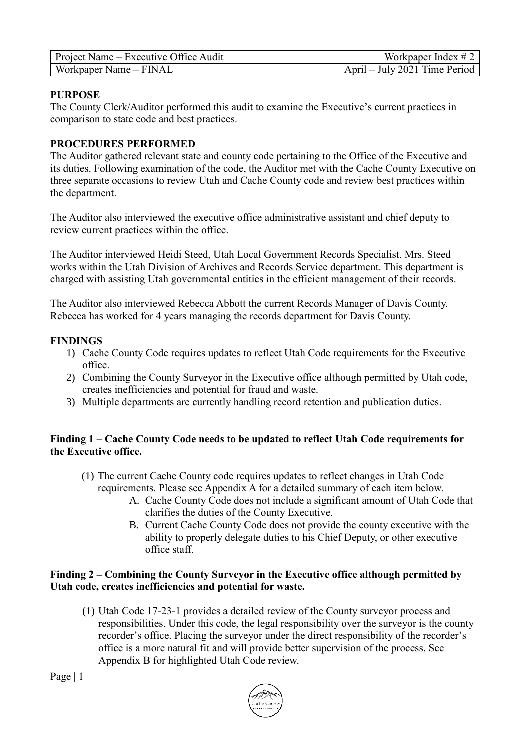| Project Name – Executive Office Audit | Workpaper Index # 2 |
|---|---|
| Workpaper Name – FINAL | April – July 2021 Time Period |

**PURPOSE**

The County Clerk/Auditor performed this audit to examine the Executive's current practices in comparison to state code and best practices.

**PROCEDURES PERFORMED**

The Auditor gathered relevant state and county code pertaining to the Office of the Executive and its duties. Following examination of the code, the Auditor met with the Cache County Executive on three separate occasions to review Utah and Cache County code and review best practices within the department.

The Auditor also interviewed the executive office administrative assistant and chief deputy to review current practices within the office.

The Auditor interviewed Heidi Steed, Utah Local Government Records Specialist. Mrs. Steed works within the Utah Division of Archives and Records Service department. This department is charged with assisting Utah governmental entities in the efficient management of their records.

The Auditor also interviewed Rebecca Abbott the current Records Manager of Davis County. Rebecca has worked for 4 years managing the records department for Davis County.

**FINDINGS**

1) Cache County Code requires updates to reflect Utah Code requirements for the Executive office.
2) Combining the County Surveyor in the Executive office although permitted by Utah code, creates inefficiencies and potential for fraud and waste.
3) Multiple departments are currently handling record retention and publication duties.

**Finding 1 – Cache County Code needs to be updated to reflect Utah Code requirements for the Executive office.**

(1) The current Cache County code requires updates to reflect changes in Utah Code requirements. Please see Appendix A for a detailed summary of each item below.
   A. Cache County Code does not include a significant amount of Utah Code that clarifies the duties of the County Executive.
   B. Current Cache County Code does not provide the county executive with the ability to properly delegate duties to his Chief Deputy, or other executive office staff.

**Finding 2 – Combining the County Surveyor in the Executive office although permitted by Utah code, creates inefficiencies and potential for waste.**

(1) Utah Code 17-23-1 provides a detailed review of the County surveyor process and responsibilities. Under this code, the legal responsibility over the surveyor is the county recorder's office. Placing the surveyor under the direct responsibility of the recorder's office is a more natural fit and will provide better supervision of the process. See Appendix B for highlighted Utah Code review.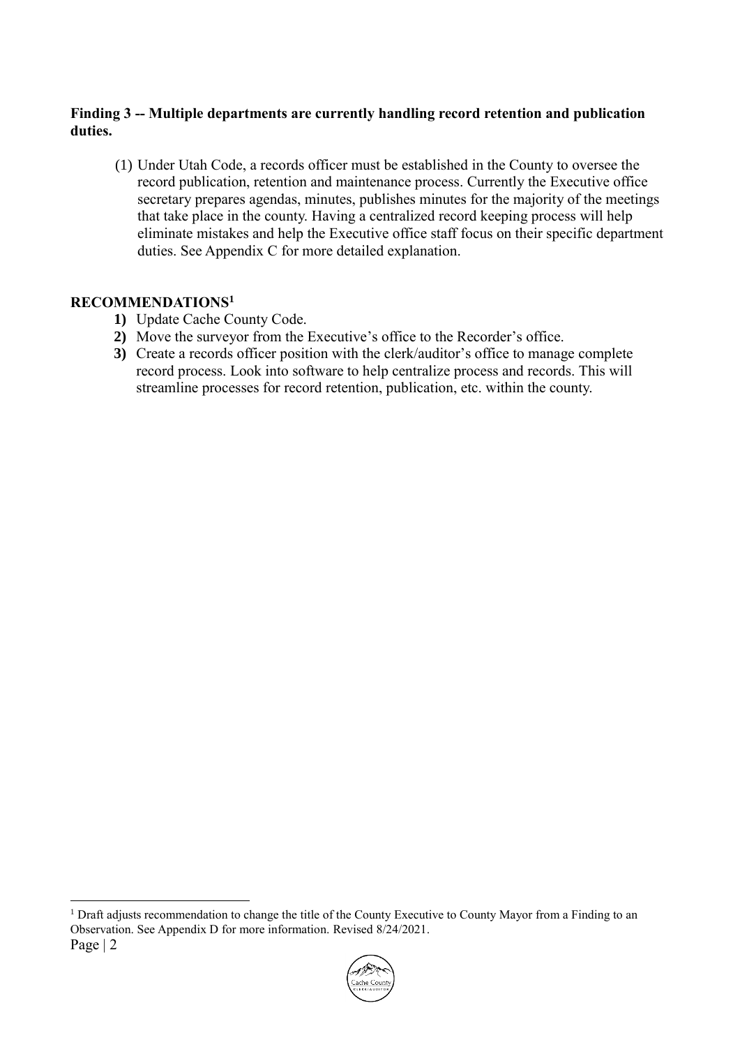**Finding 3 -- Multiple departments are currently handling record retention and publication duties.**

(1) Under Utah Code, a records officer must be established in the County to oversee the record publication, retention and maintenance process. Currently the Executive office secretary prepares agendas, minutes, publishes minutes for the majority of the meetings that take place in the county. Having a centralized record keeping process will help eliminate mistakes and help the Executive office staff focus on their specific department duties. See Appendix C for more detailed explanation.

**RECOMMENDATIONS**[1]

1) Update Cache County Code.
2) Move the surveyor from the Executive's office to the Recorder's office.
3) Create a records officer position with the clerk/auditor's office to manage complete record process. Look into software to help centralize process and records. This will streamline processes for record retention, publication, etc. within the county.

---

[1] Draft adjusts recommendation to change the title of the County Executive to County Mayor from a Finding to an Observation. See Appendix D for more information. Revised 8/24/2021.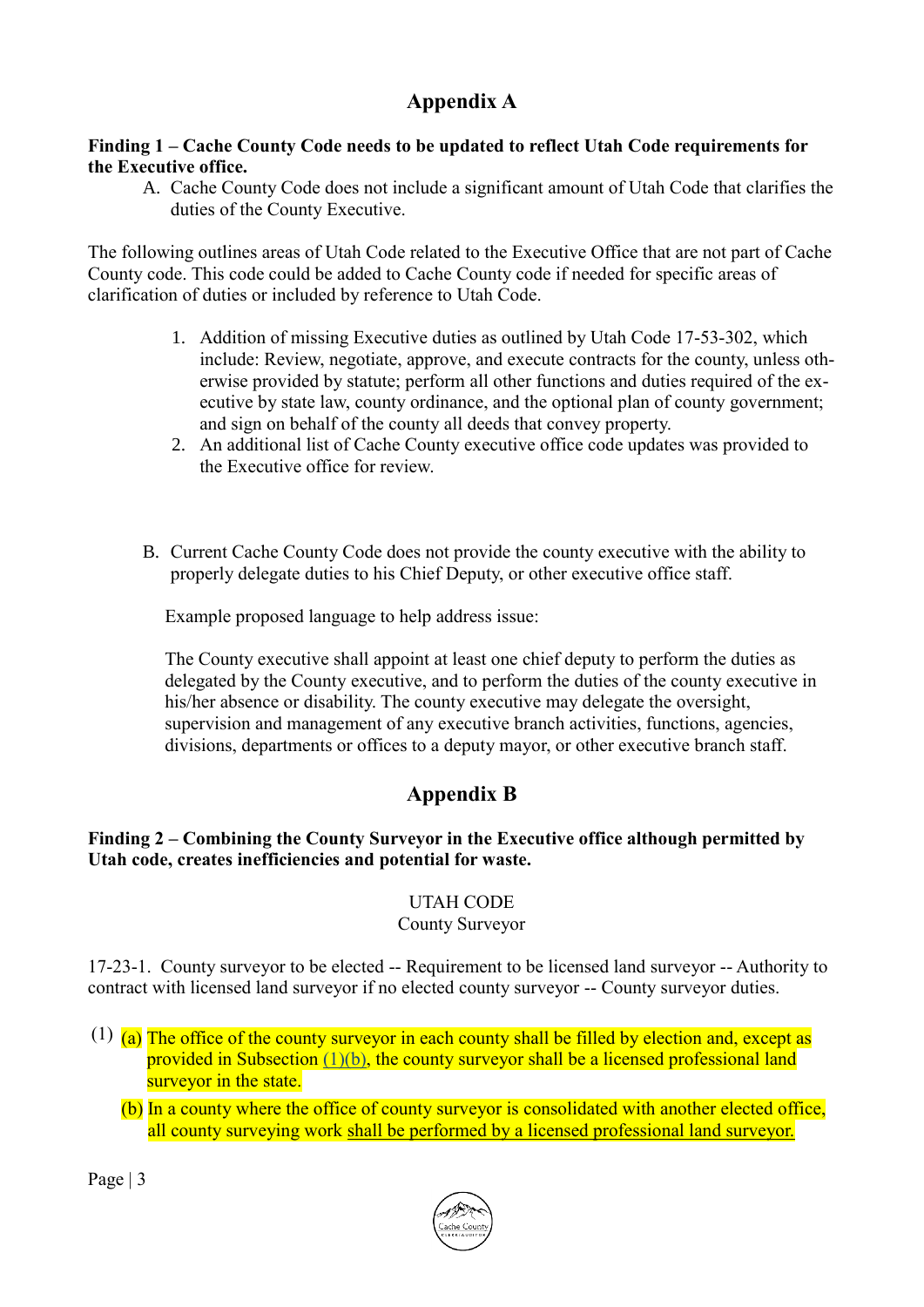## Appendix A

**Finding 1 – Cache County Code needs to be updated to reflect Utah Code requirements for the Executive office.**

A. Cache County Code does not include a significant amount of Utah Code that clarifies the duties of the County Executive.

The following outlines areas of Utah Code related to the Executive Office that are not part of Cache County code. This code could be added to Cache County code if needed for specific areas of clarification of duties or included by reference to Utah Code.

1. Addition of missing Executive duties as outlined by Utah Code 17-53-302, which include: Review, negotiate, approve, and execute contracts for the county, unless otherwise provided by statute; perform all other functions and duties required of the executive by state law, county ordinance, and the optional plan of county government; and sign on behalf of the county all deeds that convey property.
2. An additional list of Cache County executive office code updates was provided to the Executive office for review.

B. Current Cache County Code does not provide the county executive with the ability to properly delegate duties to his Chief Deputy, or other executive office staff.

Example proposed language to help address issue:

The County executive shall appoint at least one chief deputy to perform the duties as delegated by the County executive, and to perform the duties of the county executive in his/her absence or disability. The county executive may delegate the oversight, supervision and management of any executive branch activities, functions, agencies, divisions, departments or offices to a deputy mayor, or other executive branch staff.

## Appendix B

**Finding 2 – Combining the County Surveyor in the Executive office although permitted by Utah code, creates inefficiencies and potential for waste.**

UTAH CODE
County Surveyor

17-23-1. County surveyor to be elected -- Requirement to be licensed land surveyor -- Authority to contract with licensed land surveyor if no elected county surveyor -- County surveyor duties.

(1) (a) The office of the county surveyor in each county shall be filled by election and, except as provided in Subsection (1)(b), the county surveyor shall be a licensed professional land surveyor in the state.

(b) In a county where the office of county surveyor is consolidated with another elected office, all county surveying work shall be performed by a licensed professional land surveyor.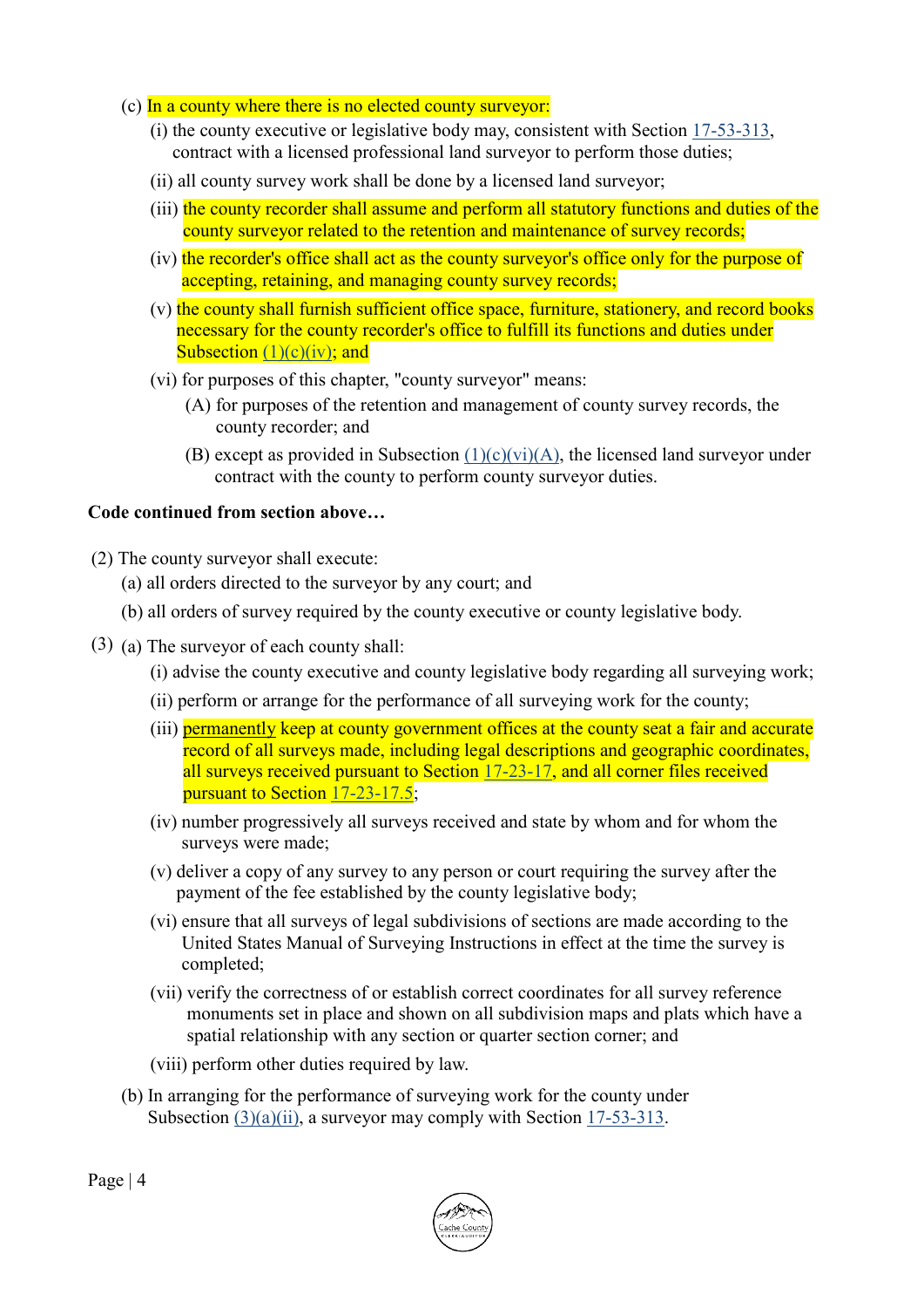(c) In a county where there is no elected county surveyor:

(i) the county executive or legislative body may, consistent with Section 17-53-313, contract with a licensed professional land surveyor to perform those duties;

(ii) all county survey work shall be done by a licensed land surveyor;

(iii) the county recorder shall assume and perform all statutory functions and duties of the county surveyor related to the retention and maintenance of survey records;

(iv) the recorder's office shall act as the county surveyor's office only for the purpose of accepting, retaining, and managing county survey records;

(v) the county shall furnish sufficient office space, furniture, stationery, and record books necessary for the county recorder's office to fulfill its functions and duties under Subsection (1)(c)(iv); and

(vi) for purposes of this chapter, "county surveyor" means:

(A) for purposes of the retention and management of county survey records, the county recorder; and

(B) except as provided in Subsection (1)(c)(vi)(A), the licensed land surveyor under contract with the county to perform county surveyor duties.

**Code continued from section above…**

(2) The county surveyor shall execute:

(a) all orders directed to the surveyor by any court; and

(b) all orders of survey required by the county executive or county legislative body.

(3) (a) The surveyor of each county shall:

(i) advise the county executive and county legislative body regarding all surveying work;

(ii) perform or arrange for the performance of all surveying work for the county;

(iii) permanently keep at county government offices at the county seat a fair and accurate record of all surveys made, including legal descriptions and geographic coordinates, all surveys received pursuant to Section 17-23-17, and all corner files received pursuant to Section 17-23-17.5;

(iv) number progressively all surveys received and state by whom and for whom the surveys were made;

(v) deliver a copy of any survey to any person or court requiring the survey after the payment of the fee established by the county legislative body;

(vi) ensure that all surveys of legal subdivisions of sections are made according to the United States Manual of Surveying Instructions in effect at the time the survey is completed;

(vii) verify the correctness of or establish correct coordinates for all survey reference monuments set in place and shown on all subdivision maps and plats which have a spatial relationship with any section or quarter section corner; and

(viii) perform other duties required by law.

(b) In arranging for the performance of surveying work for the county under Subsection (3)(a)(ii), a surveyor may comply with Section 17-53-313.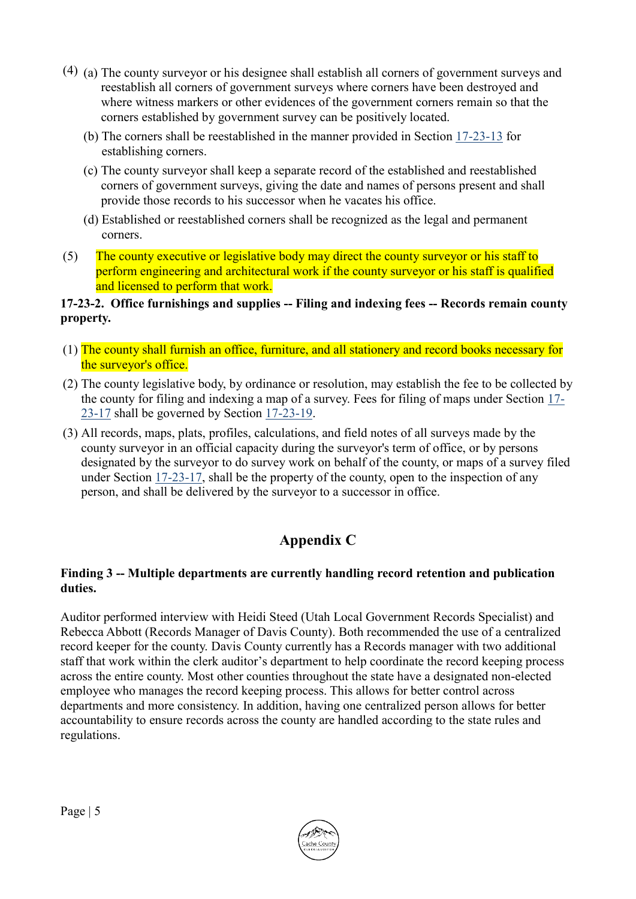(4) (a) The county surveyor or his designee shall establish all corners of government surveys and reestablish all corners of government surveys where corners have been destroyed and where witness markers or other evidences of the government corners remain so that the corners established by government survey can be positively located.

(b) The corners shall be reestablished in the manner provided in Section 17-23-13 for establishing corners.

(c) The county surveyor shall keep a separate record of the established and reestablished corners of government surveys, giving the date and names of persons present and shall provide those records to his successor when he vacates his office.

(d) Established or reestablished corners shall be recognized as the legal and permanent corners.

(5) The county executive or legislative body may direct the county surveyor or his staff to perform engineering and architectural work if the county surveyor or his staff is qualified and licensed to perform that work.

**17-23-2. Office furnishings and supplies -- Filing and indexing fees -- Records remain county property.**

(1) The county shall furnish an office, furniture, and all stationery and record books necessary for the surveyor's office.

(2) The county legislative body, by ordinance or resolution, may establish the fee to be collected by the county for filing and indexing a map of a survey. Fees for filing of maps under Section 17-23-17 shall be governed by Section 17-23-19.

(3) All records, maps, plats, profiles, calculations, and field notes of all surveys made by the county surveyor in an official capacity during the surveyor's term of office, or by persons designated by the surveyor to do survey work on behalf of the county, or maps of a survey filed under Section 17-23-17, shall be the property of the county, open to the inspection of any person, and shall be delivered by the surveyor to a successor in office.

## Appendix C

**Finding 3 -- Multiple departments are currently handling record retention and publication duties.**

Auditor performed interview with Heidi Steed (Utah Local Government Records Specialist) and Rebecca Abbott (Records Manager of Davis County). Both recommended the use of a centralized record keeper for the county. Davis County currently has a Records manager with two additional staff that work within the clerk auditor's department to help coordinate the record keeping process across the entire county. Most other counties throughout the state have a designated non-elected employee who manages the record keeping process. This allows for better control across departments and more consistency. In addition, having one centralized person allows for better accountability to ensure records across the county are handled according to the state rules and regulations.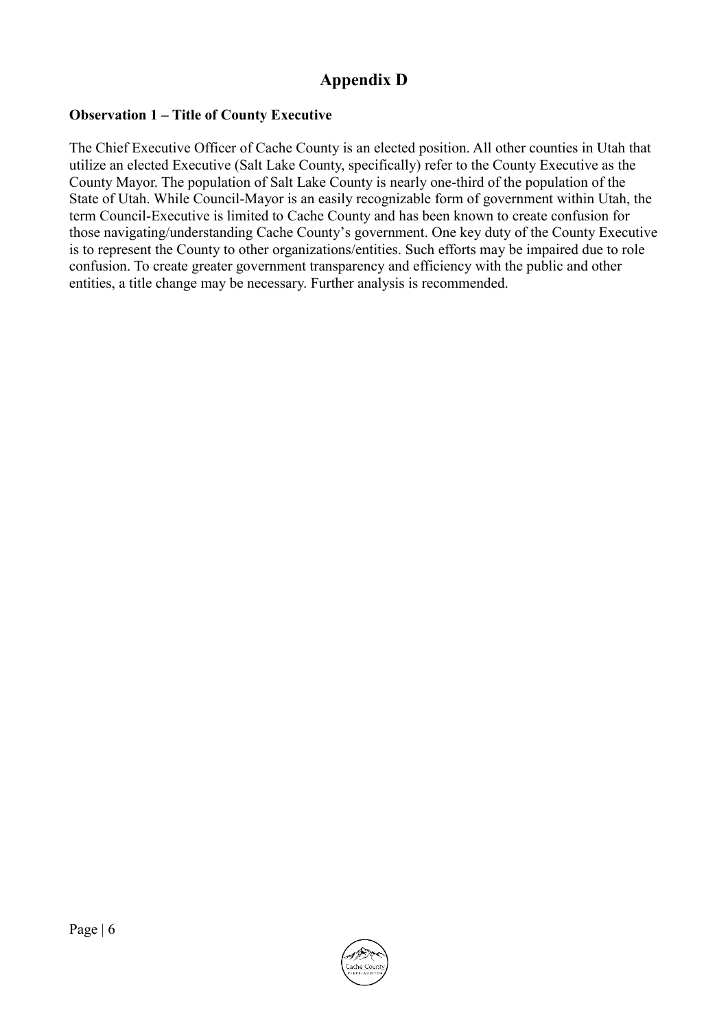# Appendix D

**Observation 1 – Title of County Executive**

The Chief Executive Officer of Cache County is an elected position. All other counties in Utah that utilize an elected Executive (Salt Lake County, specifically) refer to the County Executive as the County Mayor. The population of Salt Lake County is nearly one-third of the population of the State of Utah. While Council-Mayor is an easily recognizable form of government within Utah, the term Council-Executive is limited to Cache County and has been known to create confusion for those navigating/understanding Cache County's government. One key duty of the County Executive is to represent the County to other organizations/entities. Such efforts may be impaired due to role confusion. To create greater government transparency and efficiency with the public and other entities, a title change may be necessary. Further analysis is recommended.